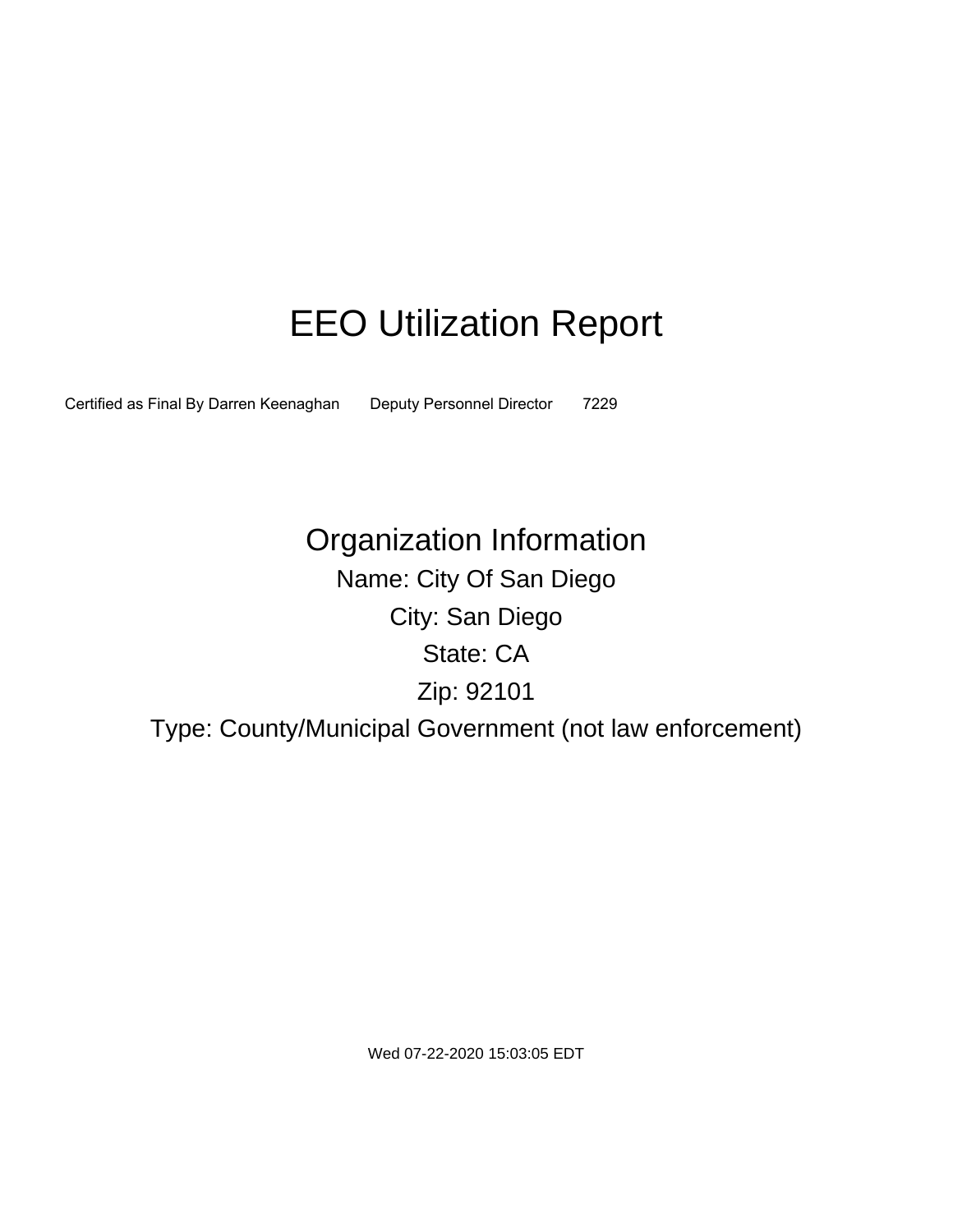# EEO Utilization Report

Certified as Final By Darren Keenaghan    Deputy Personnel Director    7229

## Organization Information

Name: City Of San Diego

City: San Diego

State: CA

Zip: 92101

Type: County/Municipal Government (not law enforcement)

Wed 07-22-2020 15:03:05 EDT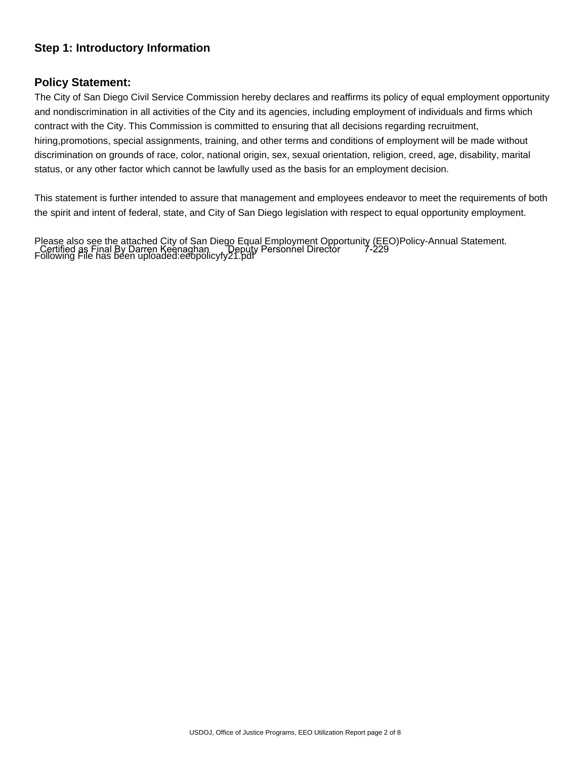## Step 1: Introductory Information

## Policy Statement:

The City of San Diego Civil Service Commission hereby declares and reaffirms its policy of equal employment opportunity and nondiscrimination in all activities of the City and its agencies, including employment of individuals and firms which contract with the City. This Commission is committed to ensuring that all decisions regarding recruitment, hiring,promotions, special assignments, training, and other terms and conditions of employment will be made without discrimination on grounds of race, color, national origin, sex, sexual orientation, religion, creed, age, disability, marital status, or any other factor which cannot be lawfully used as the basis for an employment decision.

This statement is further intended to assure that management and employees endeavor to meet the requirements of both the spirit and intent of federal, state, and City of San Diego legislation with respect to equal opportunity employment.

Please also see the attached City of San Diego Equal Employment Opportunity (EEO)Policy-Annual Statement.
Following File has been uploaded:eeopolicyfy21.pdf

Certified as Final By Darren Keenaghan Deputy Personnel Director 7-229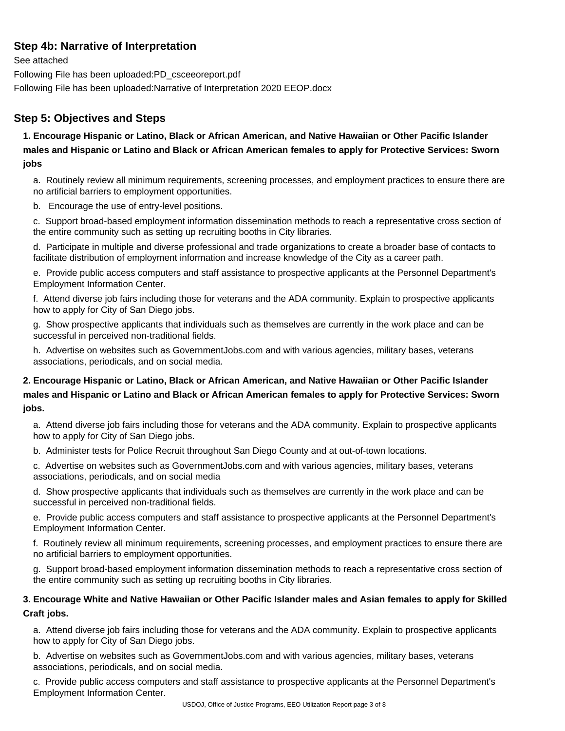## Step 4b: Narrative of Interpretation

See attached

Following File has been uploaded:PD_csceeoreport.pdf

Following File has been uploaded:Narrative of Interpretation 2020 EEOP.docx

## Step 5: Objectives and Steps

**1. Encourage Hispanic or Latino, Black or African American, and Native Hawaiian or Other Pacific Islander males and Hispanic or Latino and Black or African American females to apply for Protective Services: Sworn jobs**

a. Routinely review all minimum requirements, screening processes, and employment practices to ensure there are no artificial barriers to employment opportunities.

b. Encourage the use of entry-level positions.

c. Support broad-based employment information dissemination methods to reach a representative cross section of the entire community such as setting up recruiting booths in City libraries.

d. Participate in multiple and diverse professional and trade organizations to create a broader base of contacts to facilitate distribution of employment information and increase knowledge of the City as a career path.

e. Provide public access computers and staff assistance to prospective applicants at the Personnel Department's Employment Information Center.

f. Attend diverse job fairs including those for veterans and the ADA community. Explain to prospective applicants how to apply for City of San Diego jobs.

g. Show prospective applicants that individuals such as themselves are currently in the work place and can be successful in perceived non-traditional fields.

h. Advertise on websites such as GovernmentJobs.com and with various agencies, military bases, veterans associations, periodicals, and on social media.

**2. Encourage Hispanic or Latino, Black or African American, and Native Hawaiian or Other Pacific Islander males and Hispanic or Latino and Black or African American females to apply for Protective Services: Sworn jobs.**

a. Attend diverse job fairs including those for veterans and the ADA community. Explain to prospective applicants how to apply for City of San Diego jobs.

b. Administer tests for Police Recruit throughout San Diego County and at out-of-town locations.

c. Advertise on websites such as GovernmentJobs.com and with various agencies, military bases, veterans associations, periodicals, and on social media

d. Show prospective applicants that individuals such as themselves are currently in the work place and can be successful in perceived non-traditional fields.

e. Provide public access computers and staff assistance to prospective applicants at the Personnel Department's Employment Information Center.

f. Routinely review all minimum requirements, screening processes, and employment practices to ensure there are no artificial barriers to employment opportunities.

g. Support broad-based employment information dissemination methods to reach a representative cross section of the entire community such as setting up recruiting booths in City libraries.

**3. Encourage White and Native Hawaiian or Other Pacific Islander males and Asian females to apply for Skilled Craft jobs.**

a. Attend diverse job fairs including those for veterans and the ADA community. Explain to prospective applicants how to apply for City of San Diego jobs.

b. Advertise on websites such as GovernmentJobs.com and with various agencies, military bases, veterans associations, periodicals, and on social media.

c. Provide public access computers and staff assistance to prospective applicants at the Personnel Department's Employment Information Center.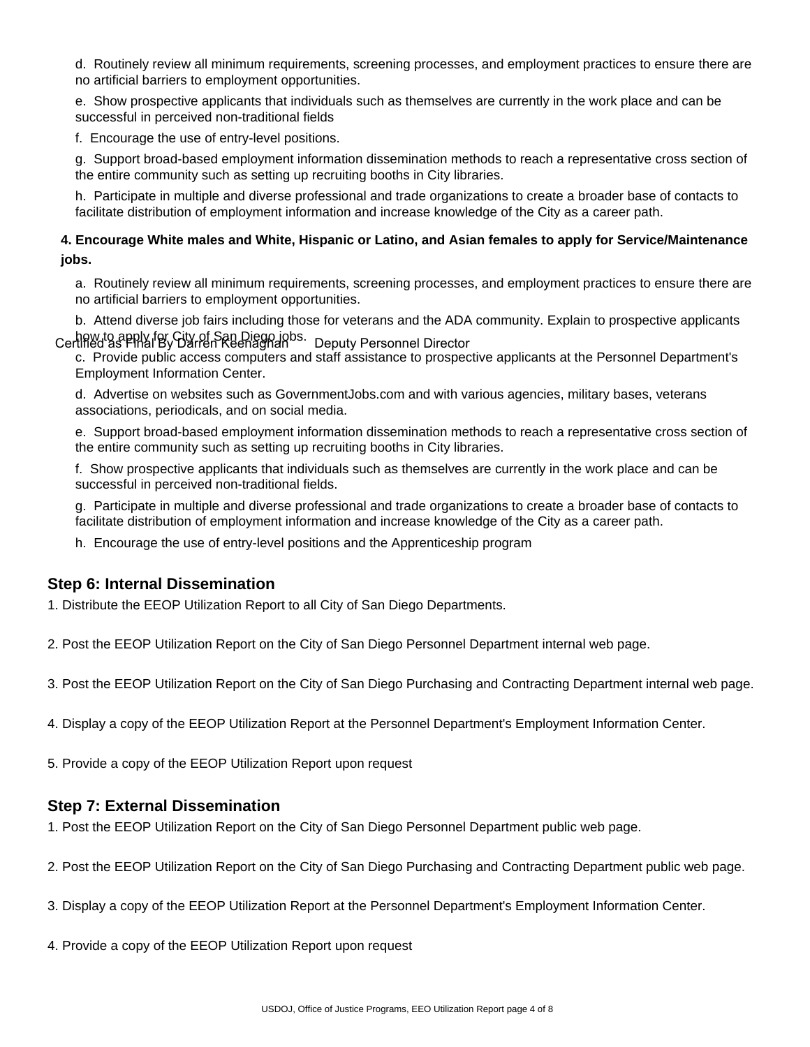d. Routinely review all minimum requirements, screening processes, and employment practices to ensure there are no artificial barriers to employment opportunities.

e. Show prospective applicants that individuals such as themselves are currently in the work place and can be successful in perceived non-traditional fields

f. Encourage the use of entry-level positions.

g. Support broad-based employment information dissemination methods to reach a representative cross section of the entire community such as setting up recruiting booths in City libraries.

h. Participate in multiple and diverse professional and trade organizations to create a broader base of contacts to facilitate distribution of employment information and increase knowledge of the City as a career path.

**4. Encourage White males and White, Hispanic or Latino, and Asian females to apply for Service/Maintenance jobs.**

a. Routinely review all minimum requirements, screening processes, and employment practices to ensure there are no artificial barriers to employment opportunities.

b. Attend diverse job fairs including those for veterans and the ADA community. Explain to prospective applicants how to apply for City of San Diego jobs.

Certified as Final By Darren Keenaghan Deputy Personnel Director

c. Provide public access computers and staff assistance to prospective applicants at the Personnel Department's Employment Information Center.

d. Advertise on websites such as GovernmentJobs.com and with various agencies, military bases, veterans associations, periodicals, and on social media.

e. Support broad-based employment information dissemination methods to reach a representative cross section of the entire community such as setting up recruiting booths in City libraries.

f. Show prospective applicants that individuals such as themselves are currently in the work place and can be successful in perceived non-traditional fields.

g. Participate in multiple and diverse professional and trade organizations to create a broader base of contacts to facilitate distribution of employment information and increase knowledge of the City as a career path.

h. Encourage the use of entry-level positions and the Apprenticeship program

## Step 6: Internal Dissemination

1. Distribute the EEOP Utilization Report to all City of San Diego Departments.

2. Post the EEOP Utilization Report on the City of San Diego Personnel Department internal web page.

3. Post the EEOP Utilization Report on the City of San Diego Purchasing and Contracting Department internal web page.

4. Display a copy of the EEOP Utilization Report at the Personnel Department's Employment Information Center.

5. Provide a copy of the EEOP Utilization Report upon request

## Step 7: External Dissemination

1. Post the EEOP Utilization Report on the City of San Diego Personnel Department public web page.

2. Post the EEOP Utilization Report on the City of San Diego Purchasing and Contracting Department public web page.

3. Display a copy of the EEOP Utilization Report at the Personnel Department's Employment Information Center.

4. Provide a copy of the EEOP Utilization Report upon request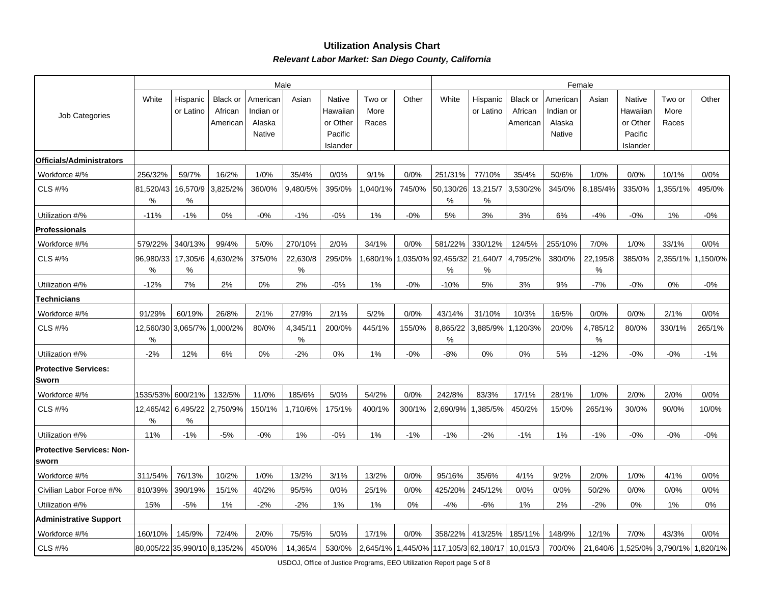## Utilization Analysis Chart

***Relevant Labor Market: San Diego County, California***

| Job Categories | Male | | | | | | | | Female | | | | | | | |
|---|---|---|---|---|---|---|---|---|---|---|---|---|---|---|---|---|
| | White | Hispanic or Latino | Black or African American | American Indian or Alaska Native | Asian | Native Hawaiian or Other Pacific Islander | Two or More Races | Other | White | Hispanic or Latino | Black or African American | American Indian or Alaska Native | Asian | Native Hawaiian or Other Pacific Islander | Two or More Races | Other |
| **Officials/Administrators** | | | | | | | | | | | | | | | | |
| Workforce #/% | 256/32% | 59/7% | 16/2% | 1/0% | 35/4% | 0/0% | 9/1% | 0/0% | 251/31% | 77/10% | 35/4% | 50/6% | 1/0% | 0/0% | 10/1% | 0/0% |
| CLS #/% | 81,520/43% | 16,570/9% | 3,825/2% | 360/0% | 9,480/5% | 395/0% | 1,040/1% | 745/0% | 50,130/26% | 13,215/7% | 3,530/2% | 345/0% | 8,185/4% | 335/0% | 1,355/1% | 495/0% |
| Utilization #/% | -11% | -1% | 0% | -0% | -1% | -0% | 1% | -0% | 5% | 3% | 3% | 6% | -4% | -0% | 1% | -0% |
| **Professionals** | | | | | | | | | | | | | | | | |
| Workforce #/% | 579/22% | 340/13% | 99/4% | 5/0% | 270/10% | 2/0% | 34/1% | 0/0% | 581/22% | 330/12% | 124/5% | 255/10% | 7/0% | 1/0% | 33/1% | 0/0% |
| CLS #/% | 96,980/33% | 17,305/6% | 4,630/2% | 375/0% | 22,630/8% | 295/0% | 1,680/1% | 1,035/0% | 92,455/32% | 21,640/7% | 4,795/2% | 380/0% | 22,195/8% | 385/0% | 2,355/1% | 1,150/0% |
| Utilization #/% | -12% | 7% | 2% | 0% | 2% | -0% | 1% | -0% | -10% | 5% | 3% | 9% | -7% | -0% | 0% | -0% |
| **Technicians** | | | | | | | | | | | | | | | | |
| Workforce #/% | 91/29% | 60/19% | 26/8% | 2/1% | 27/9% | 2/1% | 5/2% | 0/0% | 43/14% | 31/10% | 10/3% | 16/5% | 0/0% | 0/0% | 2/1% | 0/0% |
| CLS #/% | 12,560/30% | 3,065/7% | 1,000/2% | 80/0% | 4,345/11% | 200/0% | 445/1% | 155/0% | 8,865/22% | 3,885/9% | 1,120/3% | 20/0% | 4,785/12% | 80/0% | 330/1% | 265/1% |
| Utilization #/% | -2% | 12% | 6% | 0% | -2% | 0% | 1% | -0% | -8% | 0% | 0% | 5% | -12% | -0% | -0% | -1% |
| **Protective Services: Sworn** | | | | | | | | | | | | | | | | |
| Workforce #/% | 1535/53% | 600/21% | 132/5% | 11/0% | 185/6% | 5/0% | 54/2% | 0/0% | 242/8% | 83/3% | 17/1% | 28/1% | 1/0% | 2/0% | 2/0% | 0/0% |
| CLS #/% | 12,465/42% | 6,495/22% | 2,750/9% | 150/1% | 1,710/6% | 175/1% | 400/1% | 300/1% | 2,690/9% | 1,385/5% | 450/2% | 15/0% | 265/1% | 30/0% | 90/0% | 10/0% |
| Utilization #/% | 11% | -1% | -5% | -0% | 1% | -0% | 1% | -1% | -1% | -2% | -1% | 1% | -1% | -0% | -0% | -0% |
| **Protective Services: Non-sworn** | | | | | | | | | | | | | | | | |
| Workforce #/% | 311/54% | 76/13% | 10/2% | 1/0% | 13/2% | 3/1% | 13/2% | 0/0% | 95/16% | 35/6% | 4/1% | 9/2% | 2/0% | 1/0% | 4/1% | 0/0% |
| Civilian Labor Force #/% | 810/39% | 390/19% | 15/1% | 40/2% | 95/5% | 0/0% | 25/1% | 0/0% | 425/20% | 245/12% | 0/0% | 0/0% | 50/2% | 0/0% | 0/0% | 0/0% |
| Utilization #/% | 15% | -5% | 1% | -2% | -2% | 1% | 1% | 0% | -4% | -6% | 1% | 2% | -2% | 0% | 1% | 0% |
| **Administrative Support** | | | | | | | | | | | | | | | | |
| Workforce #/% | 160/10% | 145/9% | 72/4% | 2/0% | 75/5% | 5/0% | 17/1% | 0/0% | 358/22% | 413/25% | 185/11% | 148/9% | 12/1% | 7/0% | 43/3% | 0/0% |
| CLS #/% | 80,005/22 | 35,990/10 | 8,135/2% | 450/0% | 14,365/4 | 530/0% | 2,645/1% | 1,445/0% | 117,105/3 | 62,180/17 | 10,015/3 | 700/0% | 21,640/6 | 1,525/0% | 3,790/1% | 1,820/1% |

USDOJ, Office of Justice Programs, EEO Utilization Report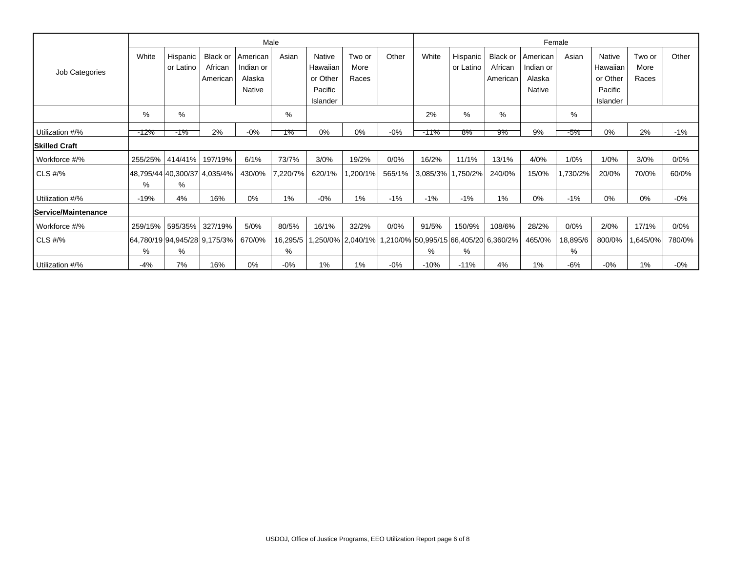| Job Categories | Male | | | | | | | | Female | | | | | | | |
|---|---|---|---|---|---|---|---|---|---|---|---|---|---|---|---|---|
| | White | Hispanic or Latino | Black or African American | American Indian or Alaska Native | Asian | Native Hawaiian or Other Pacific Islander | Two or More Races | Other | White | Hispanic or Latino | Black or African American | American Indian or Alaska Native | Asian | Native Hawaiian or Other Pacific Islander | Two or More Races | Other |
| | % | % | | | % | | | | 2% | % | % | | % | | | |
| Utilization #/% | -12% | -1% | 2% | -0% | 1% | 0% | 0% | -0% | -11% | 8% | 9% | 9% | -5% | 0% | 2% | -1% |
| **Skilled Craft** | | | | | | | | | | | | | | | | |
| Workforce #/% | 255/25% | 414/41% | 197/19% | 6/1% | 73/7% | 3/0% | 19/2% | 0/0% | 16/2% | 11/1% | 13/1% | 4/0% | 1/0% | 1/0% | 3/0% | 0/0% |
| CLS #/% | 48,795/44% | 40,300/37% | 4,035/4% | 430/0% | 7,220/7% | 620/1% | 1,200/1% | 565/1% | 3,085/3% | 1,750/2% | 240/0% | 15/0% | 1,730/2% | 20/0% | 70/0% | 60/0% |
| Utilization #/% | -19% | 4% | 16% | 0% | 1% | -0% | 1% | -1% | -1% | -1% | 1% | 0% | -1% | 0% | 0% | -0% |
| **Service/Maintenance** | | | | | | | | | | | | | | | | |
| Workforce #/% | 259/15% | 595/35% | 327/19% | 5/0% | 80/5% | 16/1% | 32/2% | 0/0% | 91/5% | 150/9% | 108/6% | 28/2% | 0/0% | 2/0% | 17/1% | 0/0% |
| CLS #/% | 64,780/19% | 94,945/28% | 9,175/3% | 670/0% | 16,295/5% | 1,250/0% | 2,040/1% | 1,210/0% | 50,995/15% | 66,405/20% | 6,360/2% | 465/0% | 18,895/6% | 800/0% | 1,645/0% | 780/0% |
| Utilization #/% | -4% | 7% | 16% | 0% | -0% | 1% | 1% | -0% | -10% | -11% | 4% | 1% | -6% | -0% | 1% | -0% |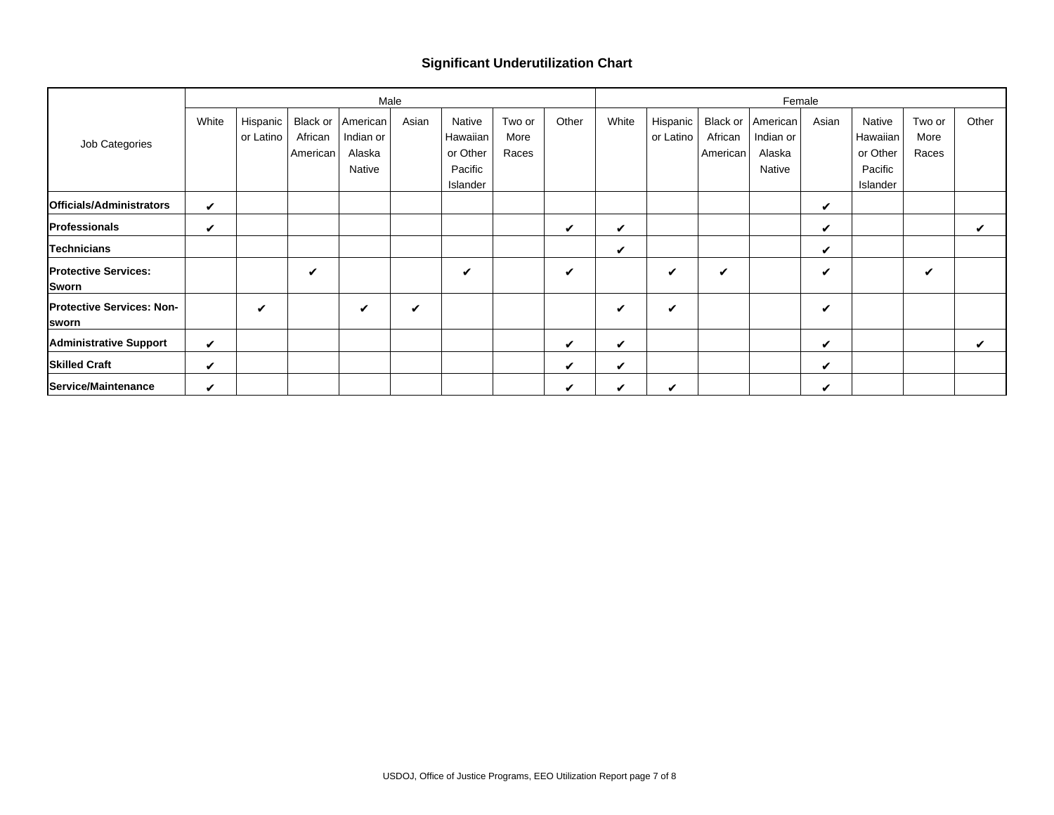## Significant Underutilization Chart

| Job Categories | Male | | | | | | | | Female | | | | | | | |
|---|---|---|---|---|---|---|---|---|---|---|---|---|---|---|---|---|
| | White | Hispanic or Latino | Black or African American | American Indian or Alaska Native | Asian | Native Hawaiian or Other Pacific Islander | Two or More Races | Other | White | Hispanic or Latino | Black or African American | American Indian or Alaska Native | Asian | Native Hawaiian or Other Pacific Islander | Two or More Races | Other |
| **Officials/Administrators** | ✔ | | | | | | | | | | | | ✔ | | | |
| **Professionals** | ✔ | | | | | | | ✔ | ✔ | | | | ✔ | | | ✔ |
| **Technicians** | | | | | | | | | ✔ | | | | ✔ | | | |
| **Protective Services: Sworn** | | | ✔ | | | ✔ | | ✔ | | ✔ | ✔ | | ✔ | | ✔ | |
| **Protective Services: Non-sworn** | | ✔ | | ✔ | ✔ | | | | ✔ | ✔ | | | ✔ | | | |
| **Administrative Support** | ✔ | | | | | | | ✔ | ✔ | | | | ✔ | | | ✔ |
| **Skilled Craft** | ✔ | | | | | | | ✔ | ✔ | | | | ✔ | | | |
| **Service/Maintenance** | ✔ | | | | | | | ✔ | ✔ | ✔ | | | ✔ | | | |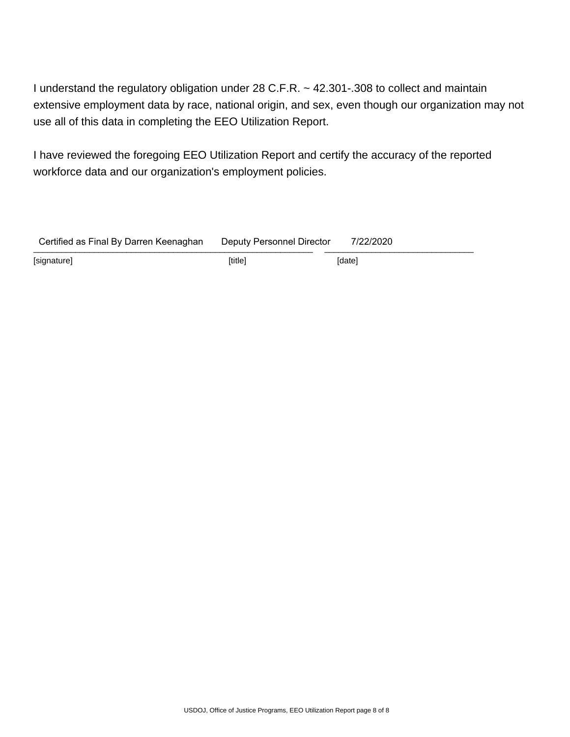I understand the regulatory obligation under 28 C.F.R. ~ 42.301-.308 to collect and maintain extensive employment data by race, national origin, and sex, even though our organization may not use all of this data in completing the EEO Utilization Report.

I have reviewed the foregoing EEO Utilization Report and certify the accuracy of the reported workforce data and our organization's employment policies.

| | | |
|---|---|---|
| Certified as Final By Darren Keenaghan | Deputy Personnel Director | 7/22/2020 |
| [signature] | [title] | [date] |